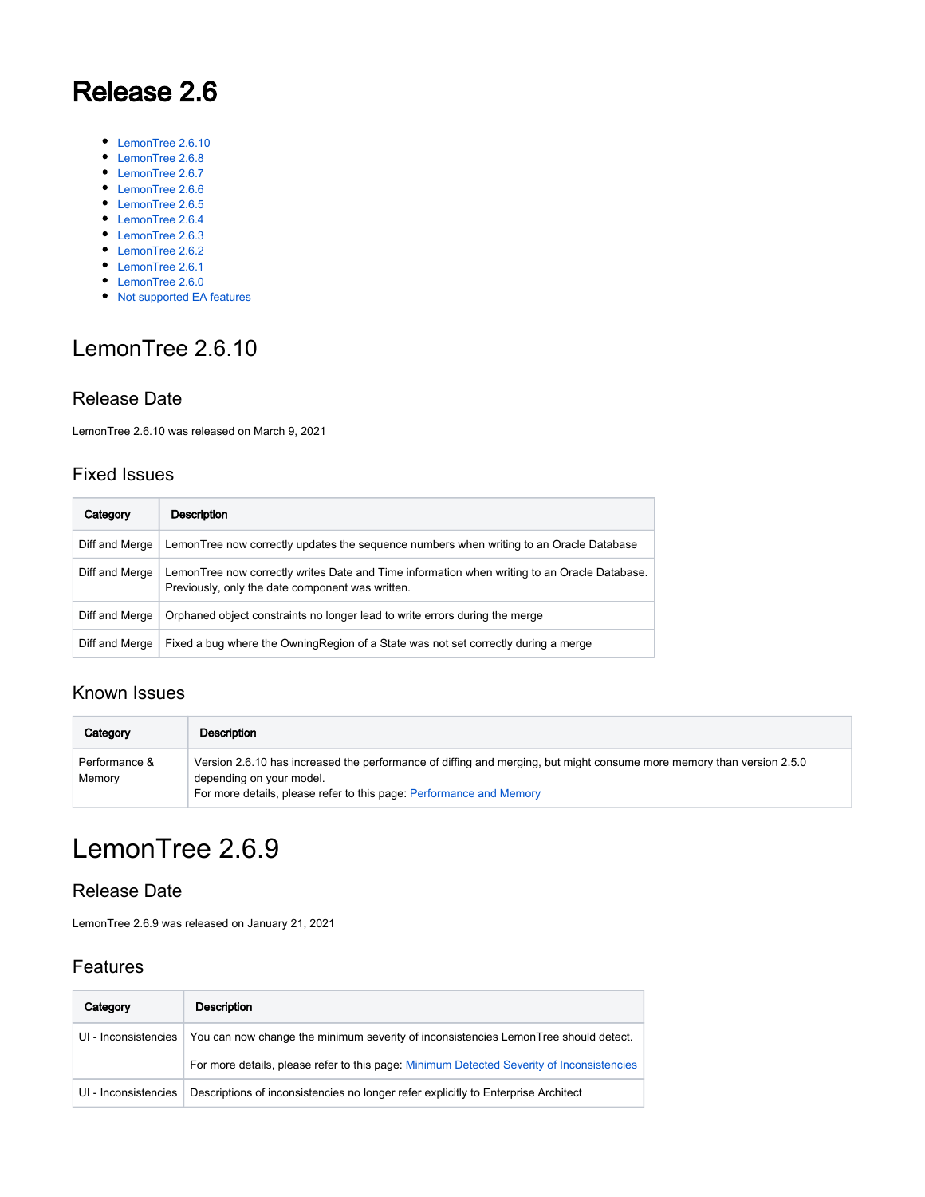# Release 2.6

- LemonTree 2.6.10
- LemonTree 2.6.8
- LemonTree 2.6.7
- LemonTree 2.6.6
- LemonTree 2.6.5
- LemonTree 2.6.4
- LemonTree 2.6.3
- LemonTree 2.6.2
- LemonTree 2.6.1
- LemonTree 2.6.0
- Not supported EA features

## LemonTree 2.6.10

### Release Date

LemonTree 2.6.10 was released on March 9, 2021

### Fixed Issues

| Category | Description |
| --- | --- |
| Diff and Merge | LemonTree now correctly updates the sequence numbers when writing to an Oracle Database |
| Diff and Merge | LemonTree now correctly writes Date and Time information when writing to an Oracle Database. Previously, only the date component was written. |
| Diff and Merge | Orphaned object constraints no longer lead to write errors during the merge |
| Diff and Merge | Fixed a bug where the OwningRegion of a State was not set correctly during a merge |

### Known Issues

| Category | Description |
| --- | --- |
| Performance & Memory | Version 2.6.10 has increased the performance of diffing and merging, but might consume more memory than version 2.5.0 depending on your model.<br>For more details, please refer to this page: Performance and Memory |

# LemonTree 2.6.9

### Release Date

LemonTree 2.6.9 was released on January 21, 2021

### Features

| Category | Description |
| --- | --- |
| UI - Inconsistencies | You can now change the minimum severity of inconsistencies LemonTree should detect.<br><br>For more details, please refer to this page: Minimum Detected Severity of Inconsistencies |
| UI - Inconsistencies | Descriptions of inconsistencies no longer refer explicitly to Enterprise Architect |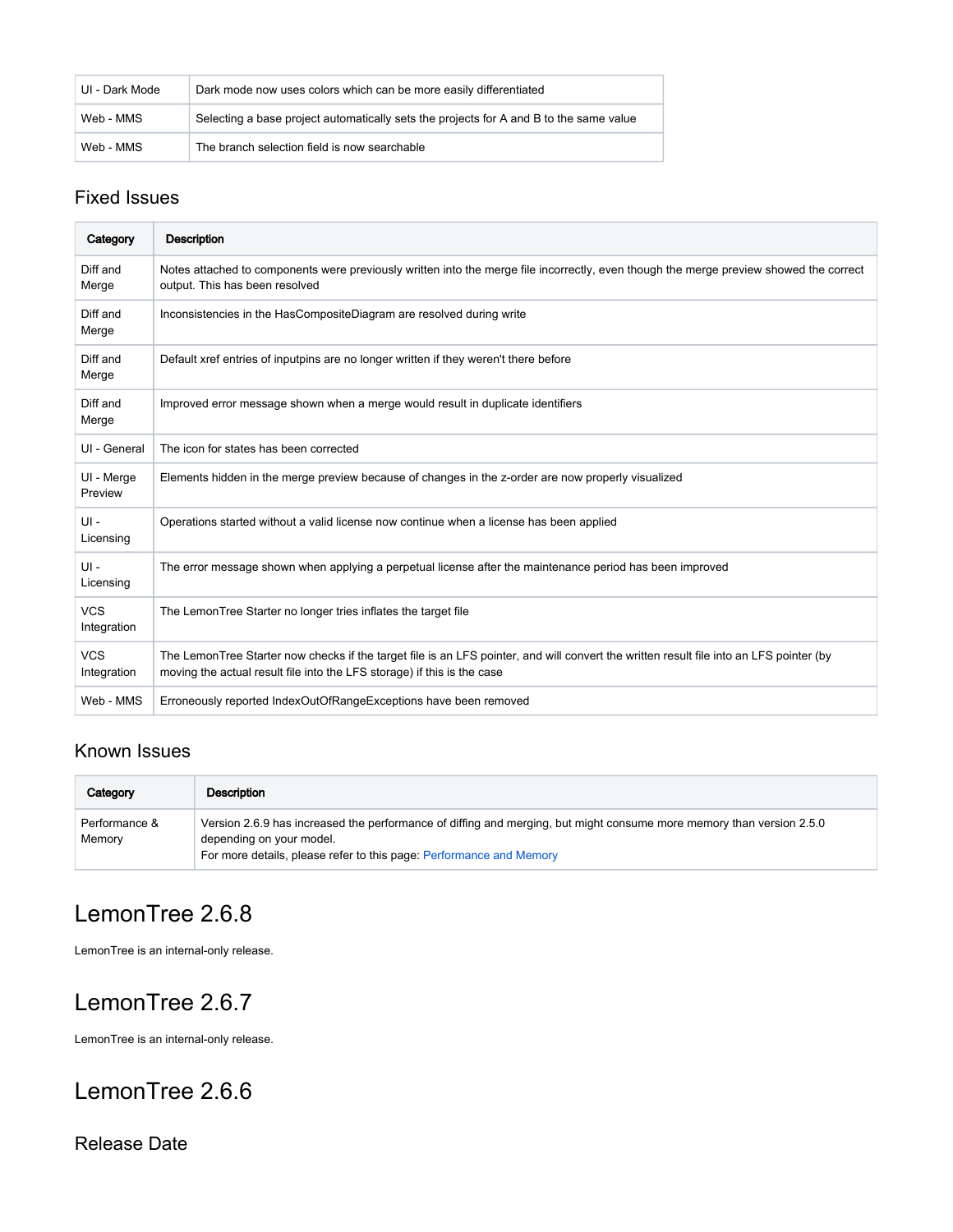| UI - Dark Mode | Dark mode now uses colors which can be more easily differentiated |
|---|---|
| Web - MMS | Selecting a base project automatically sets the projects for A and B to the same value |
| Web - MMS | The branch selection field is now searchable |

### Fixed Issues

| Category | Description |
|---|---|
| Diff and Merge | Notes attached to components were previously written into the merge file incorrectly, even though the merge preview showed the correct output. This has been resolved |
| Diff and Merge | Inconsistencies in the HasCompositeDiagram are resolved during write |
| Diff and Merge | Default xref entries of inputpins are no longer written if they weren't there before |
| Diff and Merge | Improved error message shown when a merge would result in duplicate identifiers |
| UI - General | The icon for states has been corrected |
| UI - Merge Preview | Elements hidden in the merge preview because of changes in the z-order are now properly visualized |
| UI - Licensing | Operations started without a valid license now continue when a license has been applied |
| UI - Licensing | The error message shown when applying a perpetual license after the maintenance period has been improved |
| VCS Integration | The LemonTree Starter no longer tries inflates the target file |
| VCS Integration | The LemonTree Starter now checks if the target file is an LFS pointer, and will convert the written result file into an LFS pointer (by moving the actual result file into the LFS storage) if this is the case |
| Web - MMS | Erroneously reported IndexOutOfRangeExceptions have been removed |

### Known Issues

| Category | Description |
|---|---|
| Performance & Memory | Version 2.6.9 has increased the performance of diffing and merging, but might consume more memory than version 2.5.0 depending on your model.<br>For more details, please refer to this page: Performance and Memory |

# LemonTree 2.6.8

LemonTree is an internal-only release.

# LemonTree 2.6.7

LemonTree is an internal-only release.

# LemonTree 2.6.6

### Release Date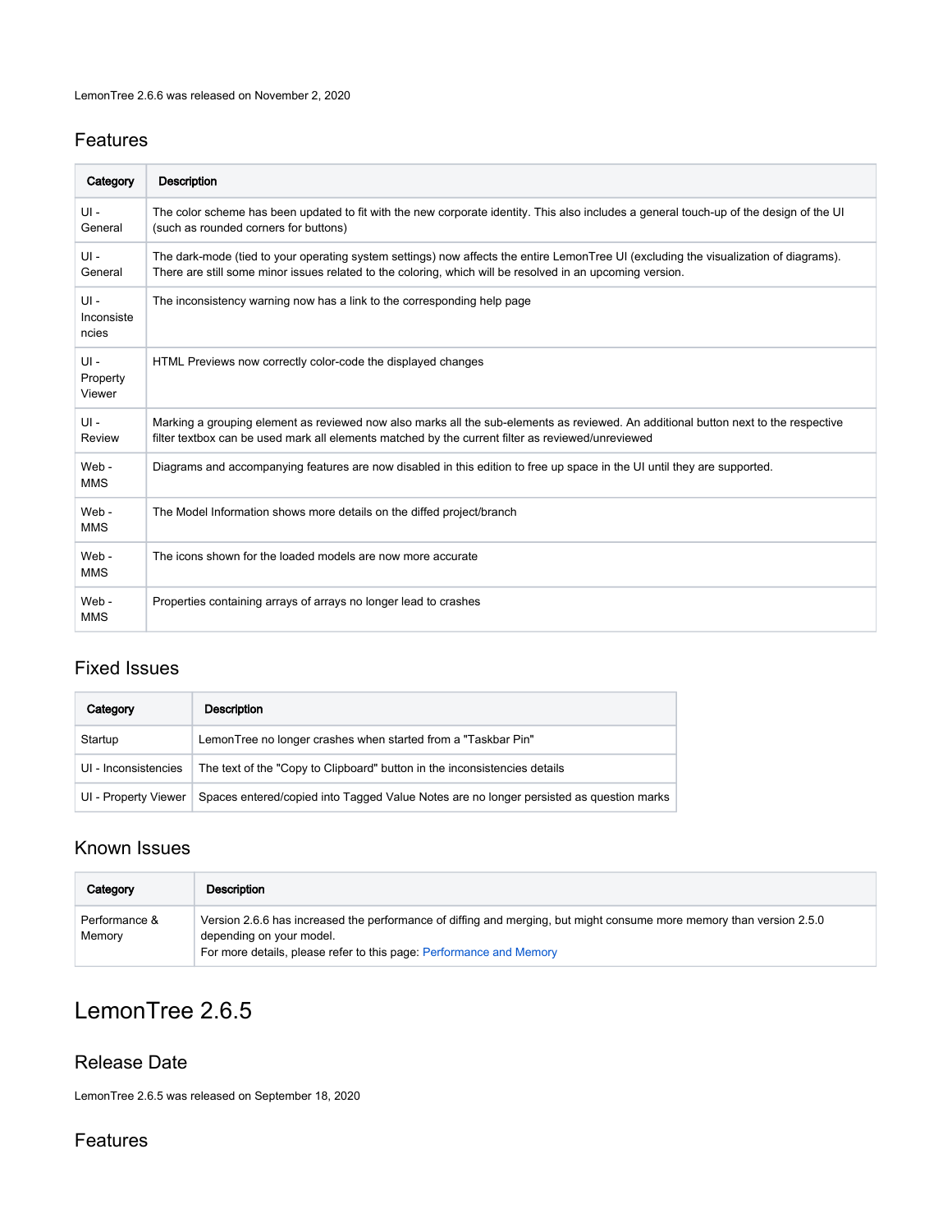LemonTree 2.6.6 was released on November 2, 2020

## Features

| Category | Description |
|---|---|
| UI - General | The color scheme has been updated to fit with the new corporate identity. This also includes a general touch-up of the design of the UI (such as rounded corners for buttons) |
| UI - General | The dark-mode (tied to your operating system settings) now affects the entire LemonTree UI (excluding the visualization of diagrams). There are still some minor issues related to the coloring, which will be resolved in an upcoming version. |
| UI - Inconsistencies | The inconsistency warning now has a link to the corresponding help page |
| UI - Property Viewer | HTML Previews now correctly color-code the displayed changes |
| UI - Review | Marking a grouping element as reviewed now also marks all the sub-elements as reviewed. An additional button next to the respective filter textbox can be used mark all elements matched by the current filter as reviewed/unreviewed |
| Web - MMS | Diagrams and accompanying features are now disabled in this edition to free up space in the UI until they are supported. |
| Web - MMS | The Model Information shows more details on the diffed project/branch |
| Web - MMS | The icons shown for the loaded models are now more accurate |
| Web - MMS | Properties containing arrays of arrays no longer lead to crashes |

## Fixed Issues

| Category | Description |
|---|---|
| Startup | LemonTree no longer crashes when started from a "Taskbar Pin" |
| UI - Inconsistencies | The text of the "Copy to Clipboard" button in the inconsistencies details |
| UI - Property Viewer | Spaces entered/copied into Tagged Value Notes are no longer persisted as question marks |

## Known Issues

| Category | Description |
|---|---|
| Performance & Memory | Version 2.6.6 has increased the performance of diffing and merging, but might consume more memory than version 2.5.0 depending on your model.<br>For more details, please refer to this page: Performance and Memory |

# LemonTree 2.6.5

## Release Date

LemonTree 2.6.5 was released on September 18, 2020

## Features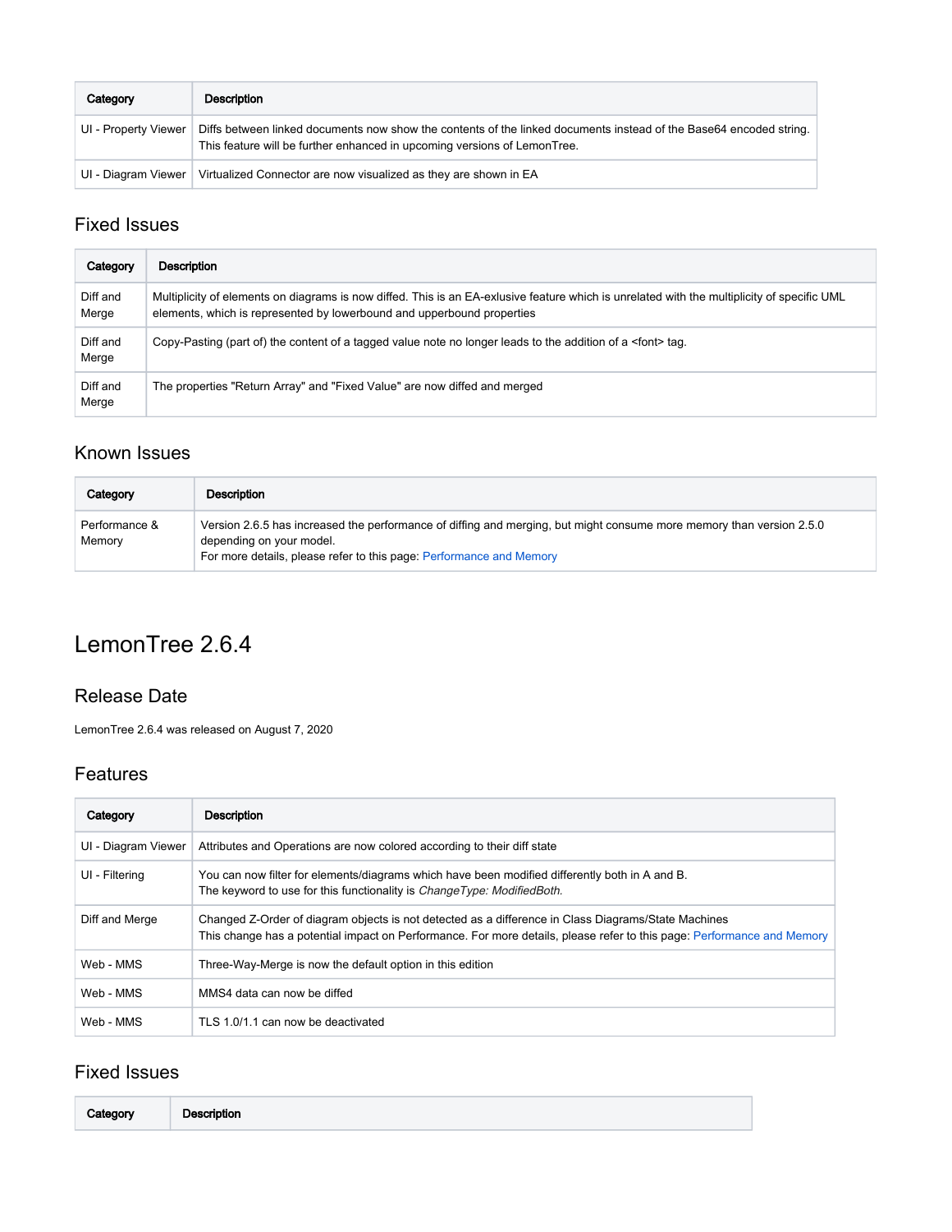| Category | Description |
|---|---|
| UI - Property Viewer | Diffs between linked documents now show the contents of the linked documents instead of the Base64 encoded string.<br>This feature will be further enhanced in upcoming versions of LemonTree. |
| UI - Diagram Viewer | Virtualized Connector are now visualized as they are shown in EA |

## Fixed Issues

| Category | Description |
|---|---|
| Diff and Merge | Multiplicity of elements on diagrams is now diffed. This is an EA-exlusive feature which is unrelated with the multiplicity of specific UML elements, which is represented by lowerbound and upperbound properties |
| Diff and Merge | Copy-Pasting (part of) the content of a tagged value note no longer leads to the addition of a <font> tag. |
| Diff and Merge | The properties "Return Array" and "Fixed Value" are now diffed and merged |

## Known Issues

| Category | Description |
|---|---|
| Performance & Memory | Version 2.6.5 has increased the performance of diffing and merging, but might consume more memory than version 2.5.0 depending on your model.<br>For more details, please refer to this page: Performance and Memory |

# LemonTree 2.6.4

## Release Date

LemonTree 2.6.4 was released on August 7, 2020

## Features

| Category | Description |
|---|---|
| UI - Diagram Viewer | Attributes and Operations are now colored according to their diff state |
| UI - Filtering | You can now filter for elements/diagrams which have been modified differently both in A and B.<br>The keyword to use for this functionality is *ChangeType: ModifiedBoth.* |
| Diff and Merge | Changed Z-Order of diagram objects is not detected as a difference in Class Diagrams/State Machines<br>This change has a potential impact on Performance. For more details, please refer to this page: Performance and Memory |
| Web - MMS | Three-Way-Merge is now the default option in this edition |
| Web - MMS | MMS4 data can now be diffed |
| Web - MMS | TLS 1.0/1.1 can now be deactivated |

## Fixed Issues

| Category | Description |
|---|---|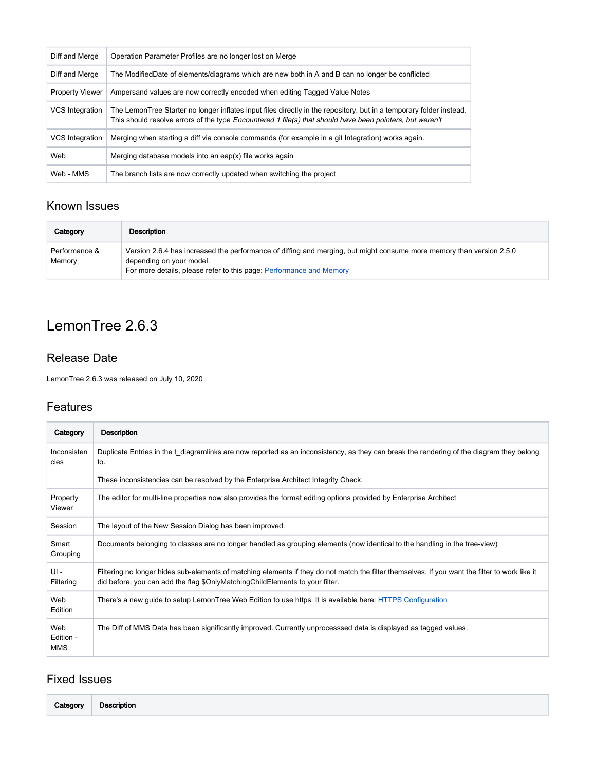| | |
|---|---|
| Diff and Merge | Operation Parameter Profiles are no longer lost on Merge |
| Diff and Merge | The ModifiedDate of elements/diagrams which are new both in A and B can no longer be conflicted |
| Property Viewer | Ampersand values are now correctly encoded when editing Tagged Value Notes |
| VCS Integration | The LemonTree Starter no longer inflates input files directly in the repository, but in a temporary folder instead. This should resolve errors of the type *Encountered 1 file(s) that should have been pointers, but weren't* |
| VCS Integration | Merging when starting a diff via console commands (for example in a git Integration) works again. |
| Web | Merging database models into an eap(x) file works again |
| Web - MMS | The branch lists are now correctly updated when switching the project |

## Known Issues

| Category | Description |
|---|---|
| Performance & Memory | Version 2.6.4 has increased the performance of diffing and merging, but might consume more memory than version 2.5.0 depending on your model.<br>For more details, please refer to this page: Performance and Memory |

# LemonTree 2.6.3

## Release Date

LemonTree 2.6.3 was released on July 10, 2020

## Features

| Category | Description |
|---|---|
| Inconsistencies | Duplicate Entries in the t_diagramlinks are now reported as an inconsistency, as they can break the rendering of the diagram they belong to.<br><br>These inconsistencies can be resolved by the Enterprise Architect Integrity Check. |
| Property Viewer | The editor for multi-line properties now also provides the format editing options provided by Enterprise Architect |
| Session | The layout of the New Session Dialog has been improved. |
| Smart Grouping | Documents belonging to classes are no longer handled as grouping elements (now identical to the handling in the tree-view) |
| UI - Filtering | Filtering no longer hides sub-elements of matching elements if they do not match the filter themselves. If you want the filter to work like it did before, you can add the flag $OnlyMatchingChildElements to your filter. |
| Web Edition | There's a new guide to setup LemonTree Web Edition to use https. It is available here: HTTPS Configuration |
| Web Edition - MMS | The Diff of MMS Data has been significantly improved. Currently unprocesssed data is displayed as tagged values. |

## Fixed Issues

| Category | Description |
|---|---|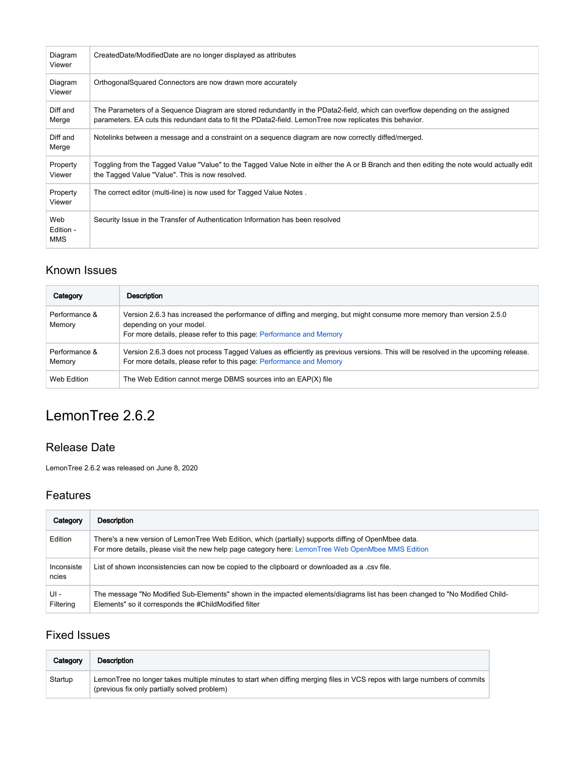| | |
|---|---|
| Diagram Viewer | CreatedDate/ModifiedDate are no longer displayed as attributes |
| Diagram Viewer | OrthogonalSquared Connectors are now drawn more accurately |
| Diff and Merge | The Parameters of a Sequence Diagram are stored redundantly in the PData2-field, which can overflow depending on the assigned parameters. EA cuts this redundant data to fit the PData2-field. LemonTree now replicates this behavior. |
| Diff and Merge | Notelinks between a message and a constraint on a sequence diagram are now correctly diffed/merged. |
| Property Viewer | Toggling from the Tagged Value "Value" to the Tagged Value Note in either the A or B Branch and then editing the note would actually edit the Tagged Value "Value". This is now resolved. |
| Property Viewer | The correct editor (multi-line) is now used for Tagged Value Notes . |
| Web Edition - MMS | Security Issue in the Transfer of Authentication Information has been resolved |

## Known Issues

| Category | Description |
|---|---|
| Performance & Memory | Version 2.6.3 has increased the performance of diffing and merging, but might consume more memory than version 2.5.0 depending on your model.<br>For more details, please refer to this page: Performance and Memory |
| Performance & Memory | Version 2.6.3 does not process Tagged Values as efficiently as previous versions. This will be resolved in the upcoming release.<br>For more details, please refer to this page: Performance and Memory |
| Web Edition | The Web Edition cannot merge DBMS sources into an EAP(X) file |

# LemonTree 2.6.2

## Release Date

LemonTree 2.6.2 was released on June 8, 2020

## Features

| Category | Description |
|---|---|
| Edition | There's a new version of LemonTree Web Edition, which (partially) supports diffing of OpenMbee data.<br>For more details, please visit the new help page category here: LemonTree Web OpenMbee MMS Edition |
| Inconsistencies | List of shown inconsistencies can now be copied to the clipboard or downloaded as a .csv file. |
| UI - Filtering | The message "No Modified Sub-Elements" shown in the impacted elements/diagrams list has been changed to "No Modified Child-Elements" so it corresponds the #ChildModified filter |

## Fixed Issues

| Category | Description |
|---|---|
| Startup | LemonTree no longer takes multiple minutes to start when diffing merging files in VCS repos with large numbers of commits (previous fix only partially solved problem) |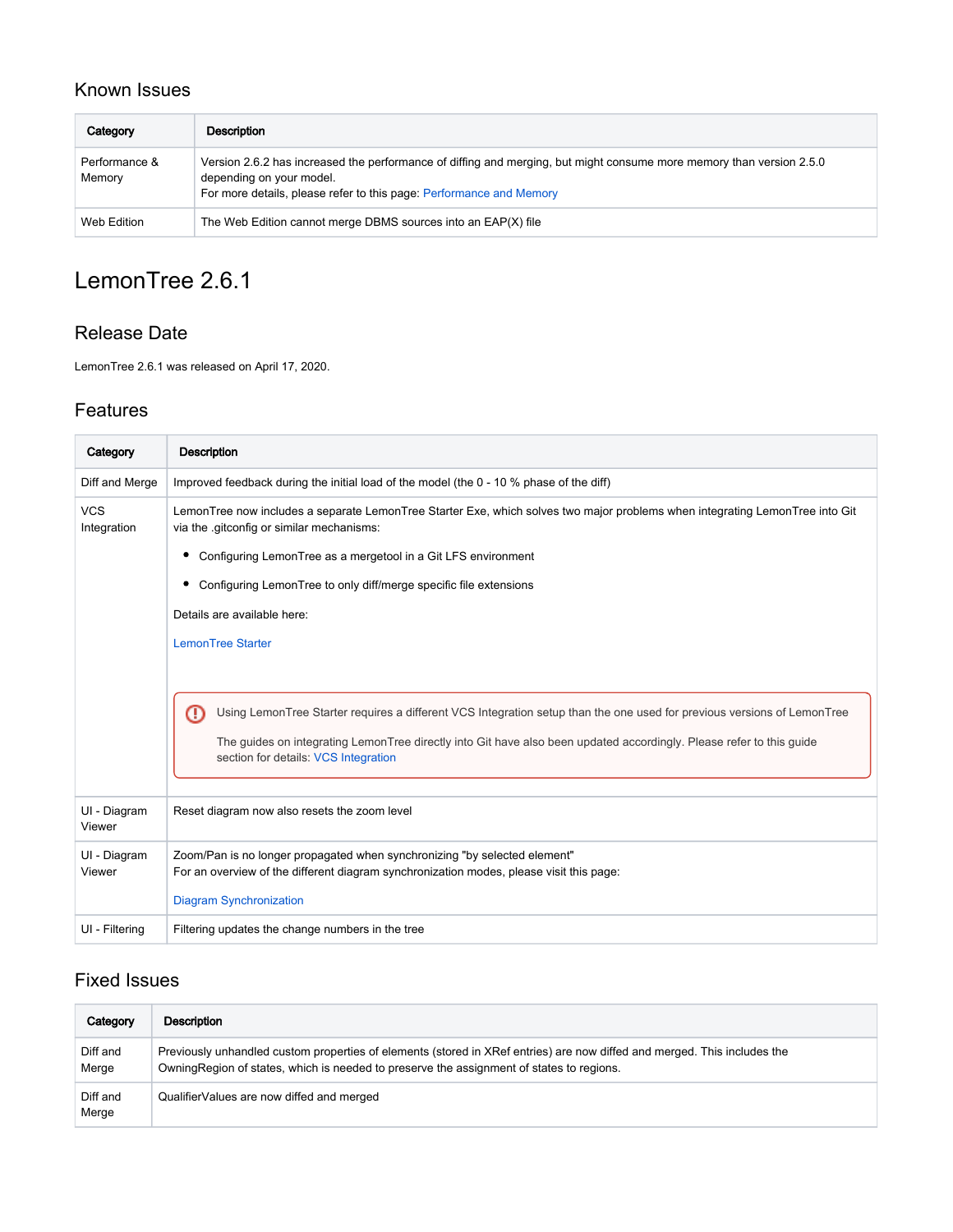### Known Issues

| Category | Description |
|---|---|
| Performance & Memory | Version 2.6.2 has increased the performance of diffing and merging, but might consume more memory than version 2.5.0 depending on your model.<br>For more details, please refer to this page: Performance and Memory |
| Web Edition | The Web Edition cannot merge DBMS sources into an EAP(X) file |

## LemonTree 2.6.1

### Release Date

LemonTree 2.6.1 was released on April 17, 2020.

### Features

| Category | Description |
|---|---|
| Diff and Merge | Improved feedback during the initial load of the model (the 0 - 10 % phase of the diff) |
| VCS Integration | LemonTree now includes a separate LemonTree Starter Exe, which solves two major problems when integrating LemonTree into Git via the .gitconfig or similar mechanisms:<br>• Configuring LemonTree as a mergetool in a Git LFS environment<br>• Configuring LemonTree to only diff/merge specific file extensions<br>Details are available here:<br>LemonTree Starter<br>Using LemonTree Starter requires a different VCS Integration setup than the one used for previous versions of LemonTree<br>The guides on integrating LemonTree directly into Git have also been updated accordingly. Please refer to this guide section for details: VCS Integration |
| UI - Diagram Viewer | Reset diagram now also resets the zoom level |
| UI - Diagram Viewer | Zoom/Pan is no longer propagated when synchronizing "by selected element"<br>For an overview of the different diagram synchronization modes, please visit this page:<br>Diagram Synchronization |
| UI - Filtering | Filtering updates the change numbers in the tree |

### Fixed Issues

| Category | Description |
|---|---|
| Diff and Merge | Previously unhandled custom properties of elements (stored in XRef entries) are now diffed and merged. This includes the OwningRegion of states, which is needed to preserve the assignment of states to regions. |
| Diff and Merge | QualifierValues are now diffed and merged |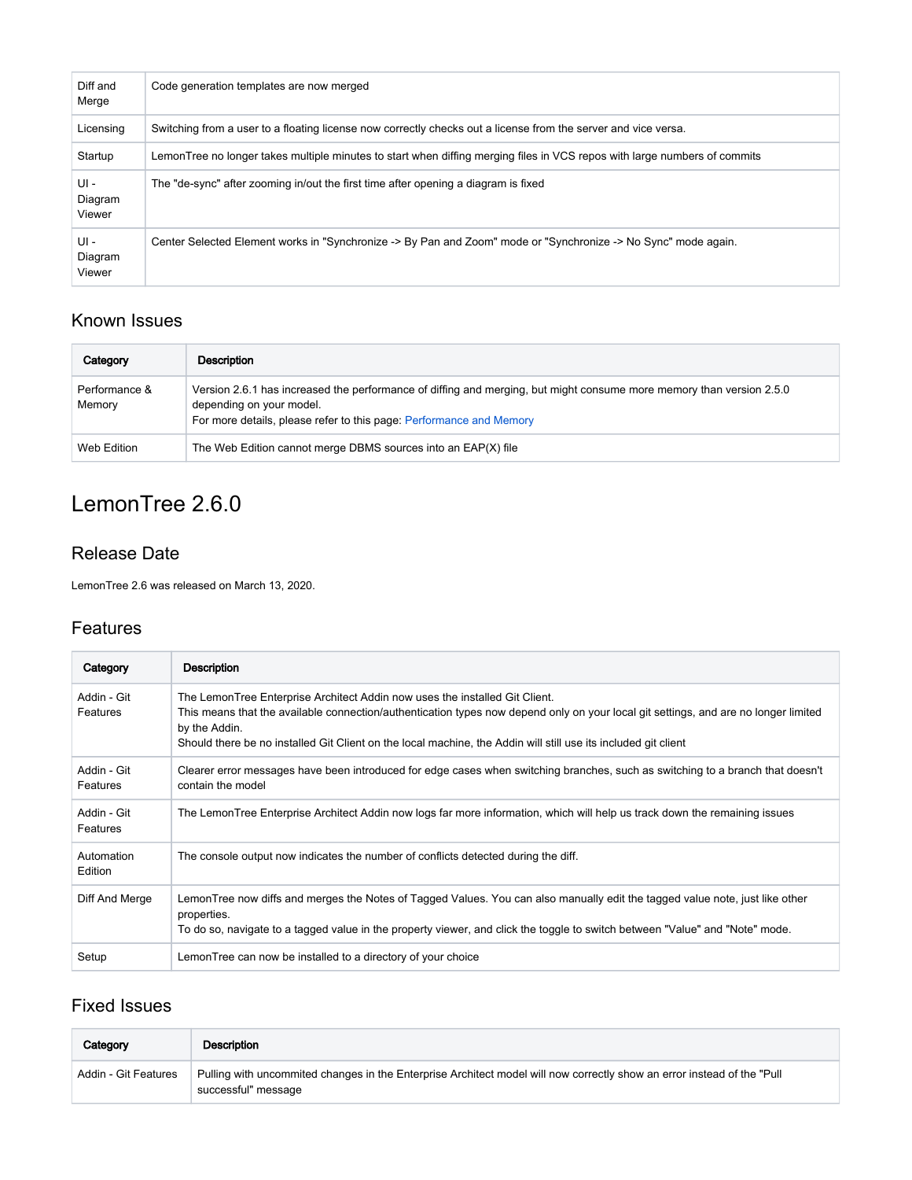| | |
|---|---|
| Diff and Merge | Code generation templates are now merged |
| Licensing | Switching from a user to a floating license now correctly checks out a license from the server and vice versa. |
| Startup | LemonTree no longer takes multiple minutes to start when diffing merging files in VCS repos with large numbers of commits |
| UI - Diagram Viewer | The "de-sync" after zooming in/out the first time after opening a diagram is fixed |
| UI - Diagram Viewer | Center Selected Element works in "Synchronize -> By Pan and Zoom" mode or "Synchronize -> No Sync" mode again. |

## Known Issues

| Category | Description |
|---|---|
| Performance & Memory | Version 2.6.1 has increased the performance of diffing and merging, but might consume more memory than version 2.5.0 depending on your model.<br>For more details, please refer to this page: Performance and Memory |
| Web Edition | The Web Edition cannot merge DBMS sources into an EAP(X) file |

# LemonTree 2.6.0

## Release Date

LemonTree 2.6 was released on March 13, 2020.

## Features

| Category | Description |
|---|---|
| Addin - Git Features | The LemonTree Enterprise Architect Addin now uses the installed Git Client.<br>This means that the available connection/authentication types now depend only on your local git settings, and are no longer limited by the Addin.<br>Should there be no installed Git Client on the local machine, the Addin will still use its included git client |
| Addin - Git Features | Clearer error messages have been introduced for edge cases when switching branches, such as switching to a branch that doesn't contain the model |
| Addin - Git Features | The LemonTree Enterprise Architect Addin now logs far more information, which will help us track down the remaining issues |
| Automation Edition | The console output now indicates the number of conflicts detected during the diff. |
| Diff And Merge | LemonTree now diffs and merges the Notes of Tagged Values. You can also manually edit the tagged value note, just like other properties.<br>To do so, navigate to a tagged value in the property viewer, and click the toggle to switch between "Value" and "Note" mode. |
| Setup | LemonTree can now be installed to a directory of your choice |

## Fixed Issues

| Category | Description |
|---|---|
| Addin - Git Features | Pulling with uncommited changes in the Enterprise Architect model will now correctly show an error instead of the "Pull successful" message |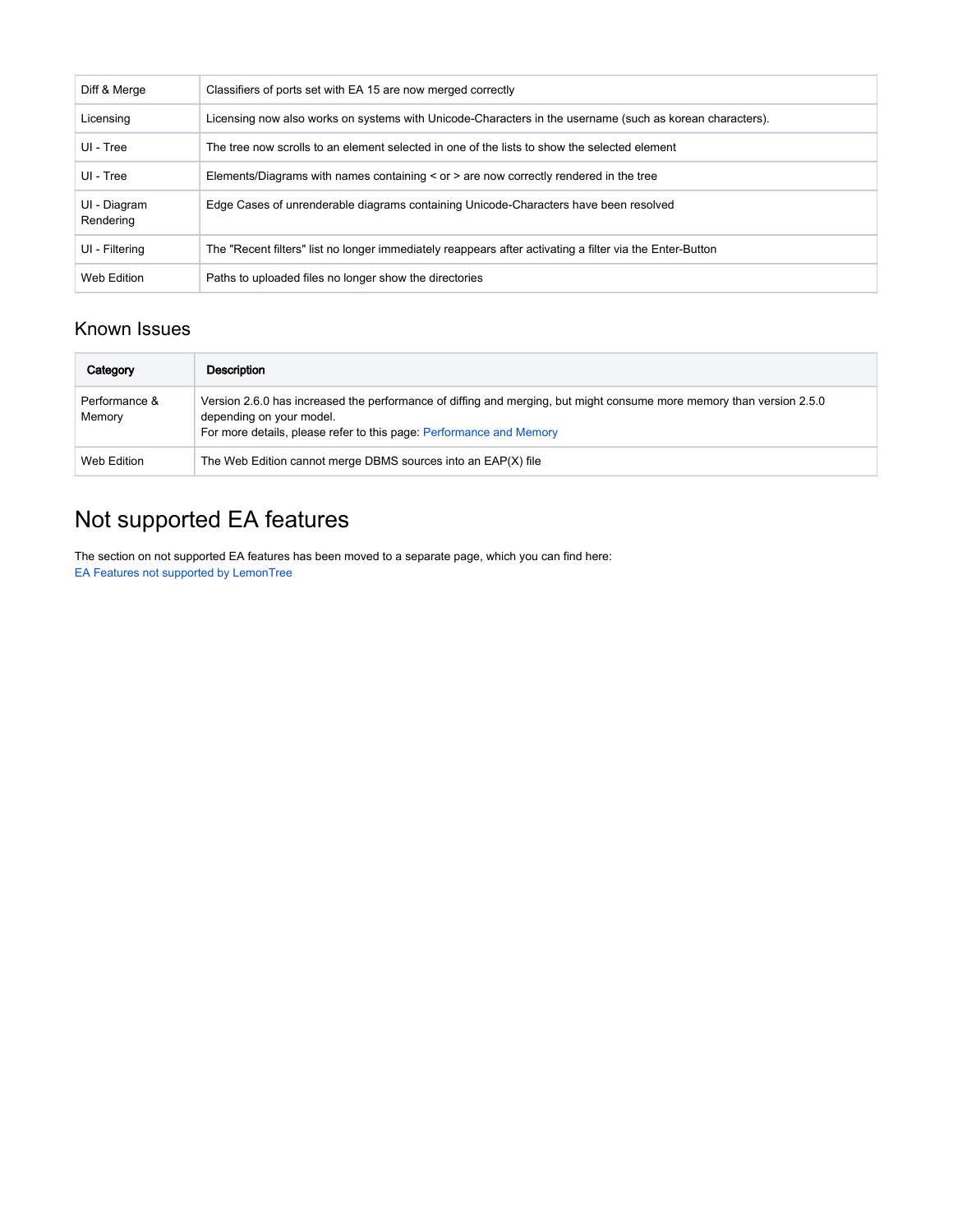| | |
|---|---|
| Diff & Merge | Classifiers of ports set with EA 15 are now merged correctly |
| Licensing | Licensing now also works on systems with Unicode-Characters in the username (such as korean characters). |
| UI - Tree | The tree now scrolls to an element selected in one of the lists to show the selected element |
| UI - Tree | Elements/Diagrams with names containing < or > are now correctly rendered in the tree |
| UI - Diagram Rendering | Edge Cases of unrenderable diagrams containing Unicode-Characters have been resolved |
| UI - Filtering | The "Recent filters" list no longer immediately reappears after activating a filter via the Enter-Button |
| Web Edition | Paths to uploaded files no longer show the directories |

## Known Issues

| Category | Description |
|---|---|
| Performance & Memory | Version 2.6.0 has increased the performance of diffing and merging, but might consume more memory than version 2.5.0 depending on your model.<br>For more details, please refer to this page: Performance and Memory |
| Web Edition | The Web Edition cannot merge DBMS sources into an EAP(X) file |

# Not supported EA features

The section on not supported EA features has been moved to a separate page, which you can find here:
EA Features not supported by LemonTree